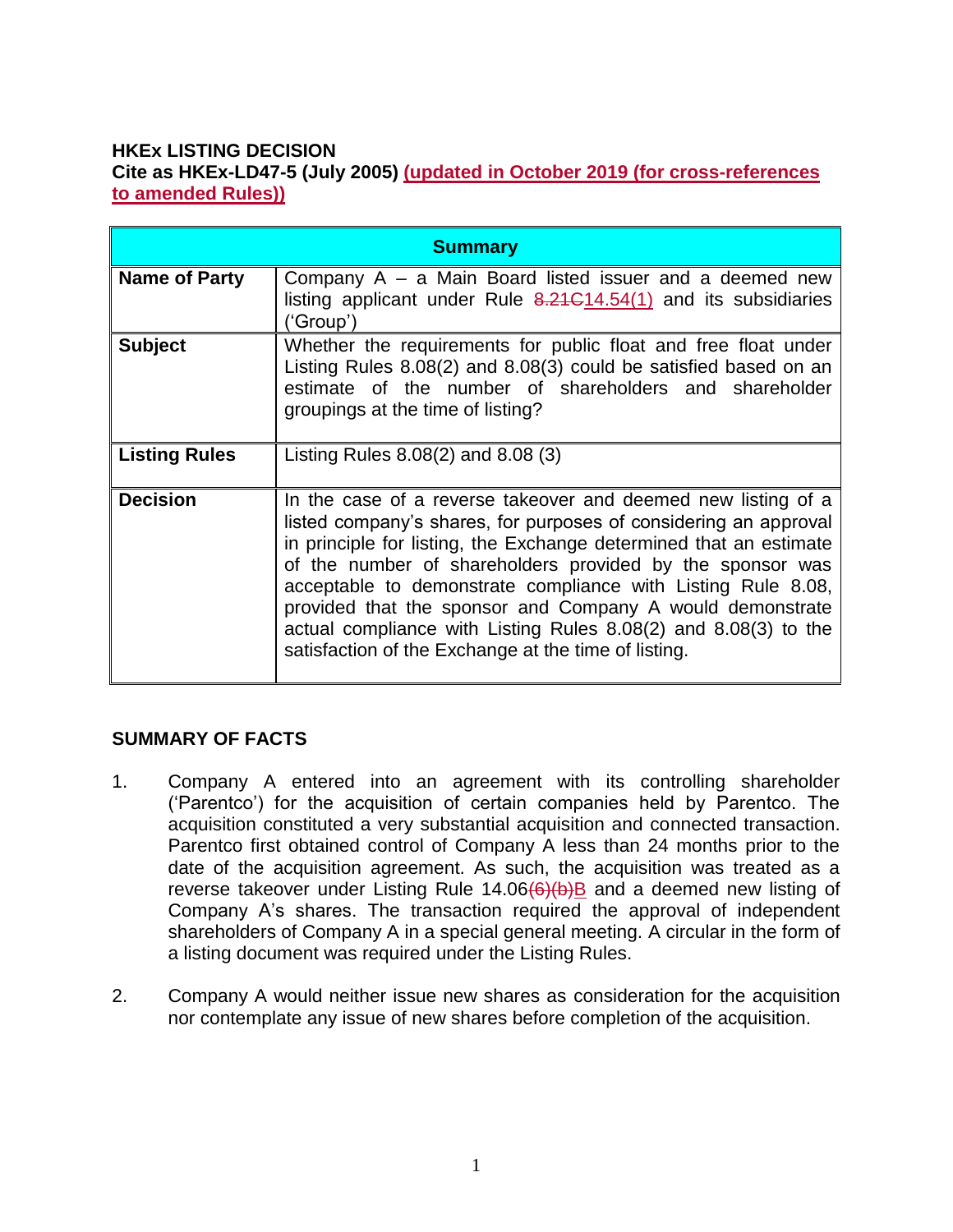**HKEx LISTING DECISION**
**Cite as HKEx-LD47-5 (July 2005) (updated in October 2019 (for cross-references to amended Rules))**

| Summary | |
|---|---|
| **Name of Party** | Company A – a Main Board listed issuer and a deemed new listing applicant under Rule ~~8.21C~~14.54(1) and its subsidiaries ('Group') |
| **Subject** | Whether the requirements for public float and free float under Listing Rules 8.08(2) and 8.08(3) could be satisfied based on an estimate of the number of shareholders and shareholder groupings at the time of listing? |
| **Listing Rules** | Listing Rules 8.08(2) and 8.08 (3) |
| **Decision** | In the case of a reverse takeover and deemed new listing of a listed company's shares, for purposes of considering an approval in principle for listing, the Exchange determined that an estimate of the number of shareholders provided by the sponsor was acceptable to demonstrate compliance with Listing Rule 8.08, provided that the sponsor and Company A would demonstrate actual compliance with Listing Rules 8.08(2) and 8.08(3) to the satisfaction of the Exchange at the time of listing. |

**SUMMARY OF FACTS**

1. Company A entered into an agreement with its controlling shareholder ('Parentco') for the acquisition of certain companies held by Parentco. The acquisition constituted a very substantial acquisition and connected transaction. Parentco first obtained control of Company A less than 24 months prior to the date of the acquisition agreement. As such, the acquisition was treated as a reverse takeover under Listing Rule 14.06~~(6)(b)~~B and a deemed new listing of Company A's shares. The transaction required the approval of independent shareholders of Company A in a special general meeting. A circular in the form of a listing document was required under the Listing Rules.

2. Company A would neither issue new shares as consideration for the acquisition nor contemplate any issue of new shares before completion of the acquisition.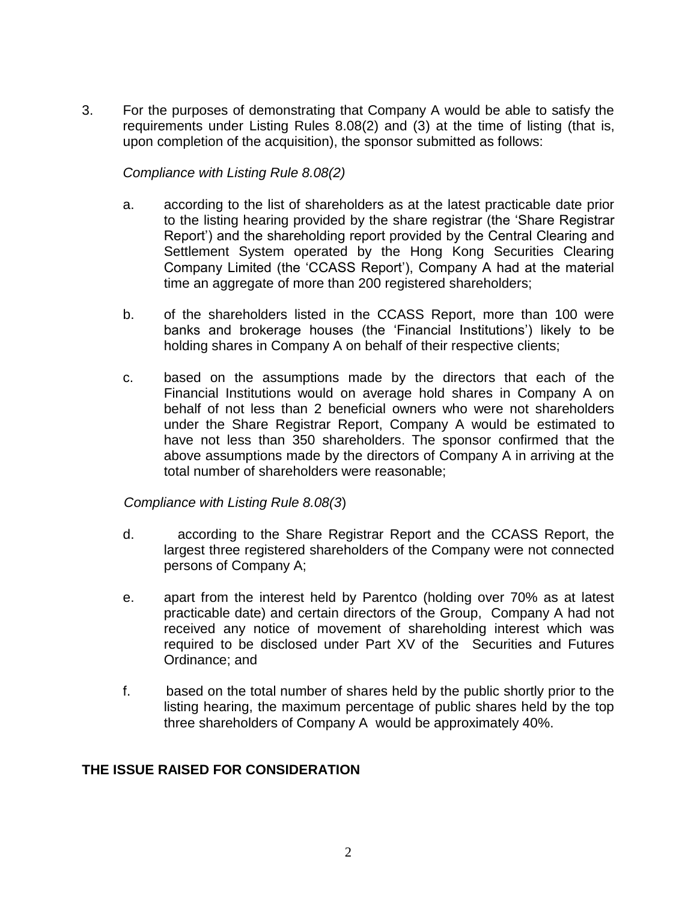3. For the purposes of demonstrating that Company A would be able to satisfy the requirements under Listing Rules 8.08(2) and (3) at the time of listing (that is, upon completion of the acquisition), the sponsor submitted as follows:

   *Compliance with Listing Rule 8.08(2)*

   a. according to the list of shareholders as at the latest practicable date prior to the listing hearing provided by the share registrar (the 'Share Registrar Report') and the shareholding report provided by the Central Clearing and Settlement System operated by the Hong Kong Securities Clearing Company Limited (the 'CCASS Report'), Company A had at the material time an aggregate of more than 200 registered shareholders;

   b. of the shareholders listed in the CCASS Report, more than 100 were banks and brokerage houses (the 'Financial Institutions') likely to be holding shares in Company A on behalf of their respective clients;

   c. based on the assumptions made by the directors that each of the Financial Institutions would on average hold shares in Company A on behalf of not less than 2 beneficial owners who were not shareholders under the Share Registrar Report, Company A would be estimated to have not less than 350 shareholders. The sponsor confirmed that the above assumptions made by the directors of Company A in arriving at the total number of shareholders were reasonable;

   *Compliance with Listing Rule 8.08(3)*

   d. according to the Share Registrar Report and the CCASS Report, the largest three registered shareholders of the Company were not connected persons of Company A;

   e. apart from the interest held by Parentco (holding over 70% as at latest practicable date) and certain directors of the Group, Company A had not received any notice of movement of shareholding interest which was required to be disclosed under Part XV of the Securities and Futures Ordinance; and

   f. based on the total number of shares held by the public shortly prior to the listing hearing, the maximum percentage of public shares held by the top three shareholders of Company A would be approximately 40%.

**THE ISSUE RAISED FOR CONSIDERATION**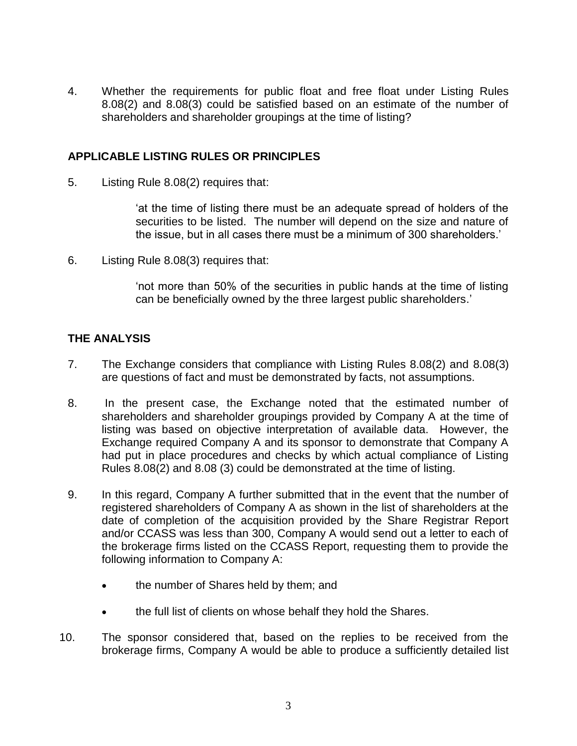4. Whether the requirements for public float and free float under Listing Rules 8.08(2) and 8.08(3) could be satisfied based on an estimate of the number of shareholders and shareholder groupings at the time of listing?

## APPLICABLE LISTING RULES OR PRINCIPLES

5. Listing Rule 8.08(2) requires that:

   'at the time of listing there must be an adequate spread of holders of the securities to be listed. The number will depend on the size and nature of the issue, but in all cases there must be a minimum of 300 shareholders.'

6. Listing Rule 8.08(3) requires that:

   'not more than 50% of the securities in public hands at the time of listing can be beneficially owned by the three largest public shareholders.'

## THE ANALYSIS

7. The Exchange considers that compliance with Listing Rules 8.08(2) and 8.08(3) are questions of fact and must be demonstrated by facts, not assumptions.

8. In the present case, the Exchange noted that the estimated number of shareholders and shareholder groupings provided by Company A at the time of listing was based on objective interpretation of available data. However, the Exchange required Company A and its sponsor to demonstrate that Company A had put in place procedures and checks by which actual compliance of Listing Rules 8.08(2) and 8.08 (3) could be demonstrated at the time of listing.

9. In this regard, Company A further submitted that in the event that the number of registered shareholders of Company A as shown in the list of shareholders at the date of completion of the acquisition provided by the Share Registrar Report and/or CCASS was less than 300, Company A would send out a letter to each of the brokerage firms listed on the CCASS Report, requesting them to provide the following information to Company A:

   - the number of Shares held by them; and
   - the full list of clients on whose behalf they hold the Shares.

10. The sponsor considered that, based on the replies to be received from the brokerage firms, Company A would be able to produce a sufficiently detailed list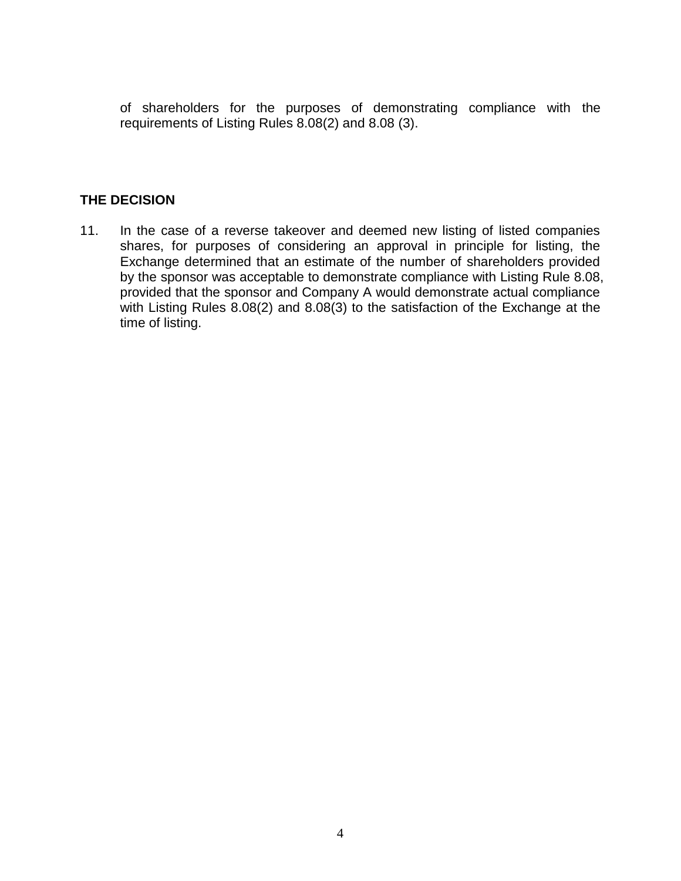of shareholders for the purposes of demonstrating compliance with the requirements of Listing Rules 8.08(2) and 8.08 (3).

## THE DECISION

11. In the case of a reverse takeover and deemed new listing of listed companies shares, for purposes of considering an approval in principle for listing, the Exchange determined that an estimate of the number of shareholders provided by the sponsor was acceptable to demonstrate compliance with Listing Rule 8.08, provided that the sponsor and Company A would demonstrate actual compliance with Listing Rules 8.08(2) and 8.08(3) to the satisfaction of the Exchange at the time of listing.